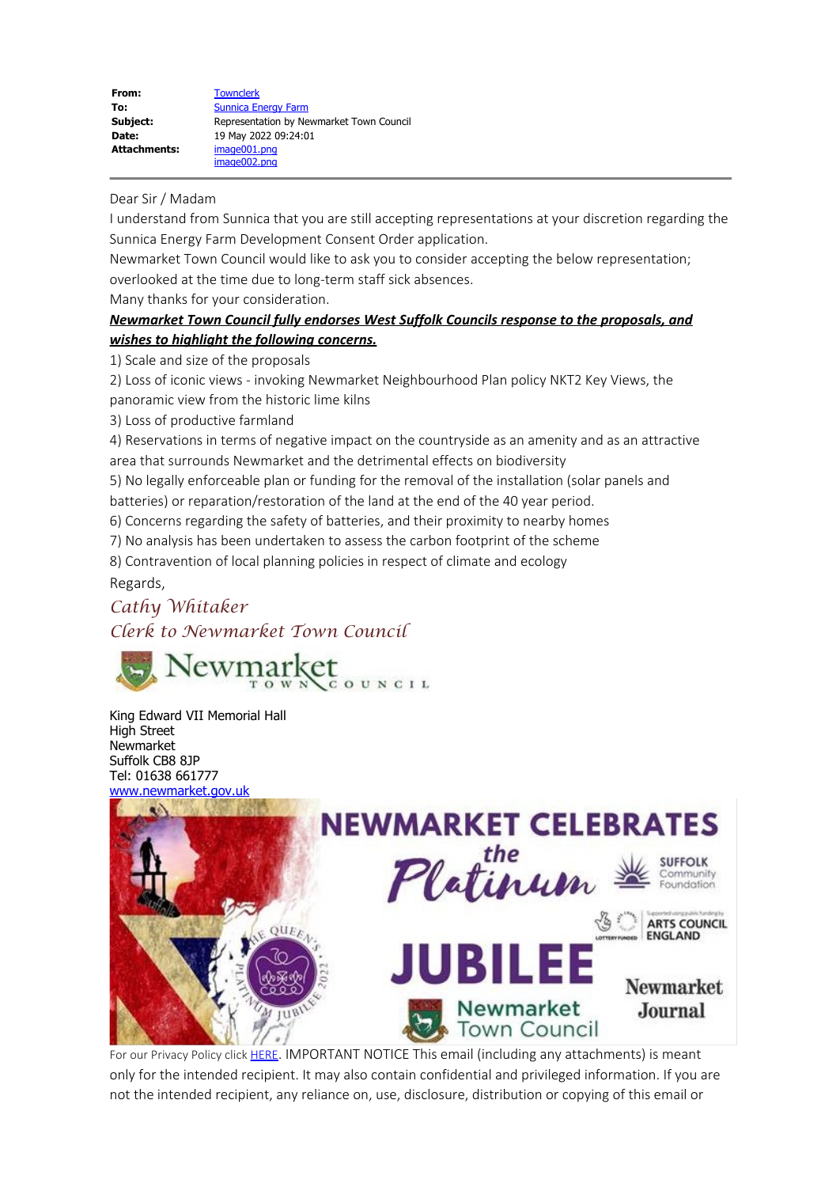| | |
|---|---|
| **From:** | Townclerk |
| **To:** | Sunnica Energy Farm |
| **Subject:** | Representation by Newmarket Town Council |
| **Date:** | 19 May 2022 09:24:01 |
| **Attachments:** | image001.png<br>image002.png |

Dear Sir / Madam

I understand from Sunnica that you are still accepting representations at your discretion regarding the Sunnica Energy Farm Development Consent Order application.

Newmarket Town Council would like to ask you to consider accepting the below representation; overlooked at the time due to long-term staff sick absences.

Many thanks for your consideration.

***Newmarket Town Council fully endorses West Suffolk Councils response to the proposals, and wishes to highlight the following concerns.***

1) Scale and size of the proposals
2) Loss of iconic views - invoking Newmarket Neighbourhood Plan policy NKT2 Key Views, the panoramic view from the historic lime kilns
3) Loss of productive farmland
4) Reservations in terms of negative impact on the countryside as an amenity and as an attractive area that surrounds Newmarket and the detrimental effects on biodiversity
5) No legally enforceable plan or funding for the removal of the installation (solar panels and batteries) or reparation/restoration of the land at the end of the 40 year period.
6) Concerns regarding the safety of batteries, and their proximity to nearby homes
7) No analysis has been undertaken to assess the carbon footprint of the scheme
8) Contravention of local planning policies in respect of climate and ecology

Regards,

*Cathy Whitaker*
*Clerk to Newmarket Town Council*

Newmarket Town Council

King Edward VII Memorial Hall
High Street
Newmarket
Suffolk CB8 8JP
Tel: 01638 661777
www.newmarket.gov.uk

NEWMARKET CELEBRATES the Platinum JUBILEE

For our Privacy Policy click HERE. IMPORTANT NOTICE This email (including any attachments) is meant only for the intended recipient. It may also contain confidential and privileged information. If you are not the intended recipient, any reliance on, use, disclosure, distribution or copying of this email or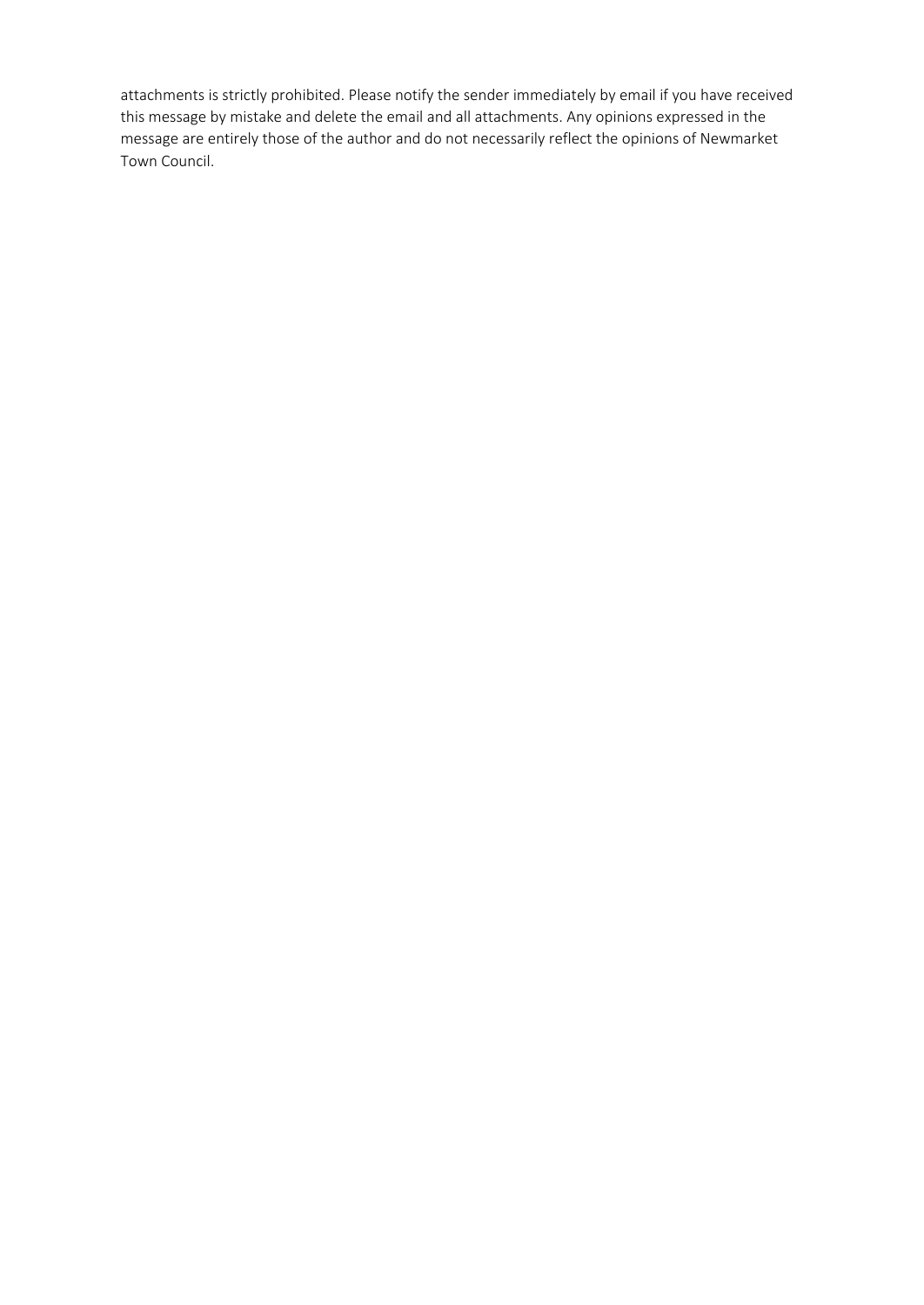attachments is strictly prohibited. Please notify the sender immediately by email if you have received this message by mistake and delete the email and all attachments. Any opinions expressed in the message are entirely those of the author and do not necessarily reflect the opinions of Newmarket Town Council.